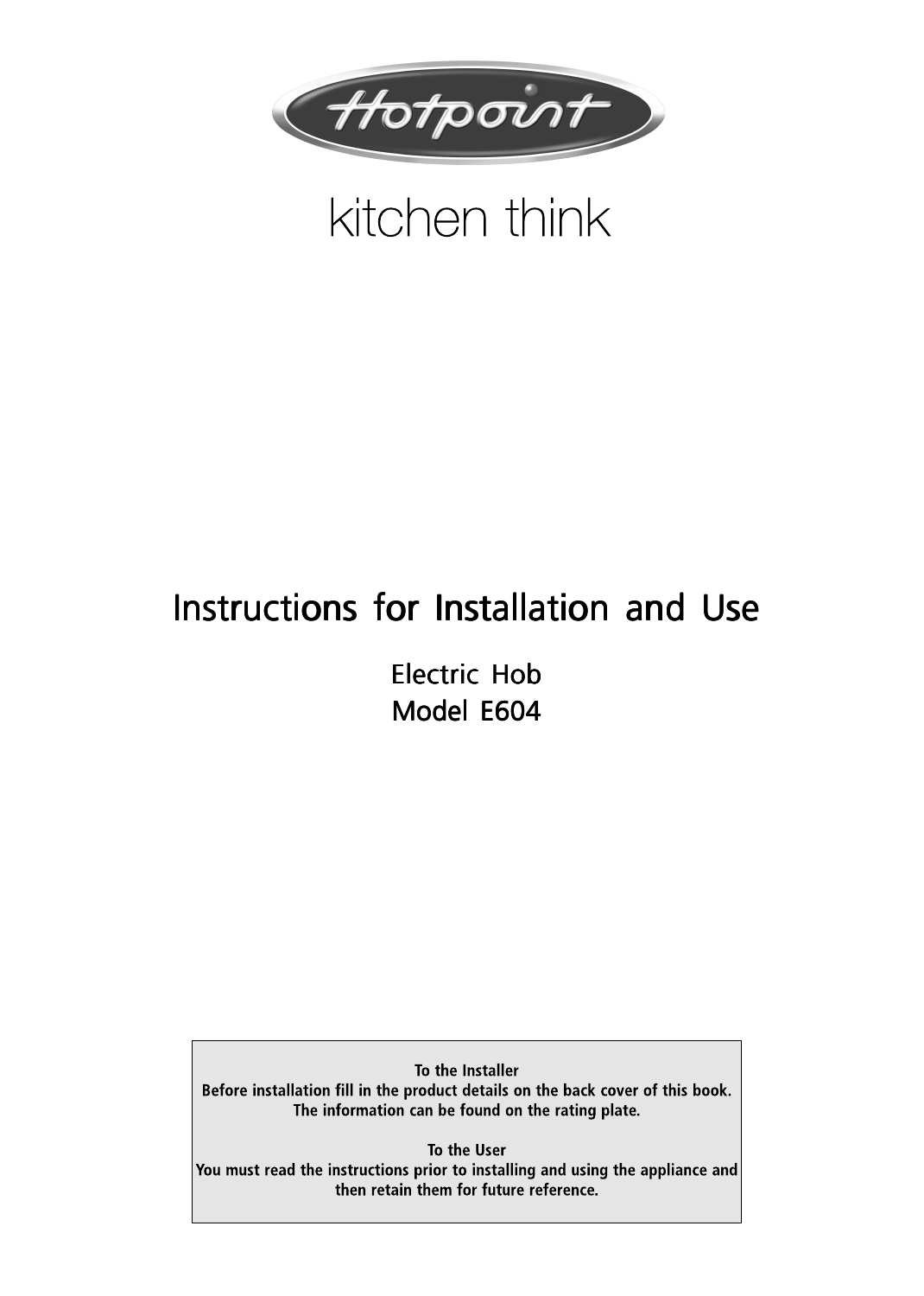Hotpoint

kitchen think

# Instructions for Installation and Use

## Electric Hob
## Model E604

**To the Installer**
**Before installation fill in the product details on the back cover of this book.**
**The information can be found on the rating plate.**

**To the User**
**You must read the instructions prior to installing and using the appliance and then retain them for future reference.**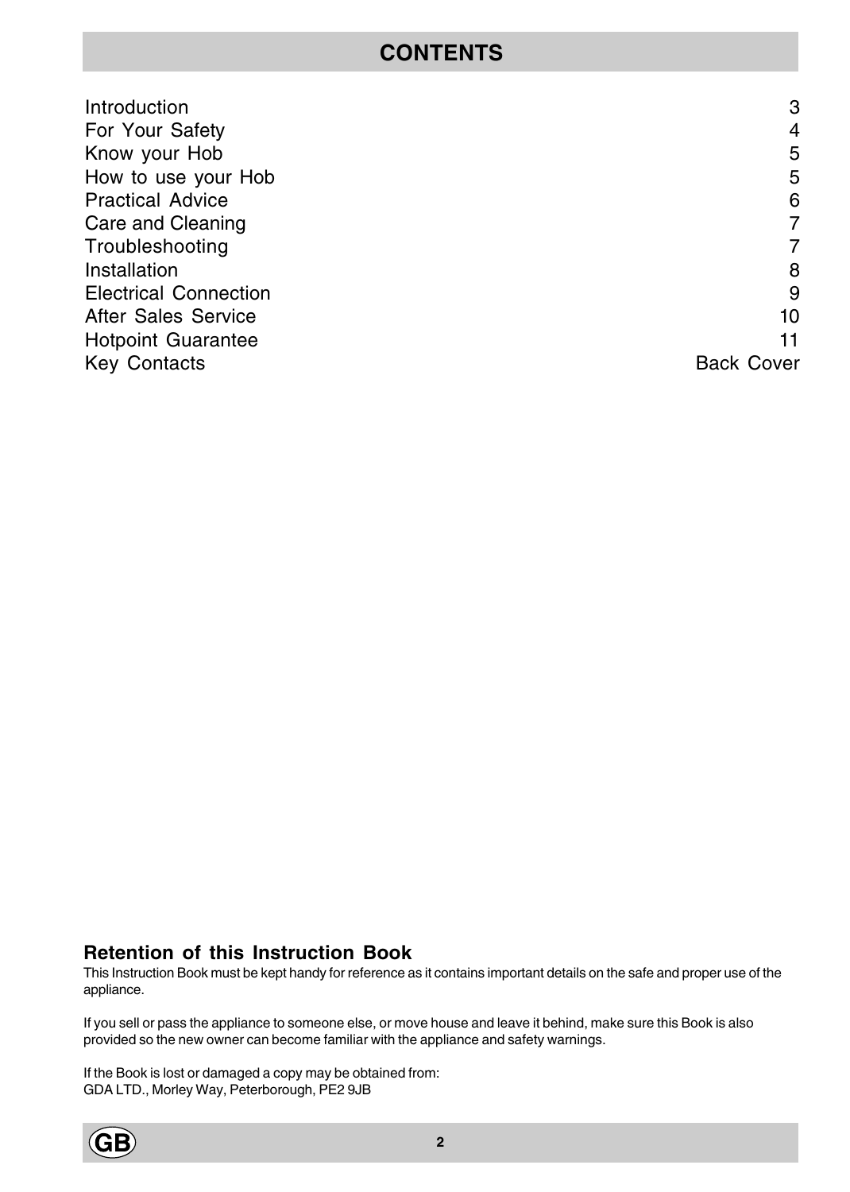# CONTENTS

| | |
|---|---|
| Introduction | 3 |
| For Your Safety | 4 |
| Know your Hob | 5 |
| How to use your Hob | 5 |
| Practical Advice | 6 |
| Care and Cleaning | 7 |
| Troubleshooting | 7 |
| Installation | 8 |
| Electrical Connection | 9 |
| After Sales Service | 10 |
| Hotpoint Guarantee | 11 |
| Key Contacts | Back Cover |

### Retention of this Instruction Book

This Instruction Book must be kept handy for reference as it contains important details on the safe and proper use of the appliance.

If you sell or pass the appliance to someone else, or move house and leave it behind, make sure this Book is also provided so the new owner can become familiar with the appliance and safety warnings.

If the Book is lost or damaged a copy may be obtained from:
GDA LTD., Morley Way, Peterborough, PE2 9JB

GB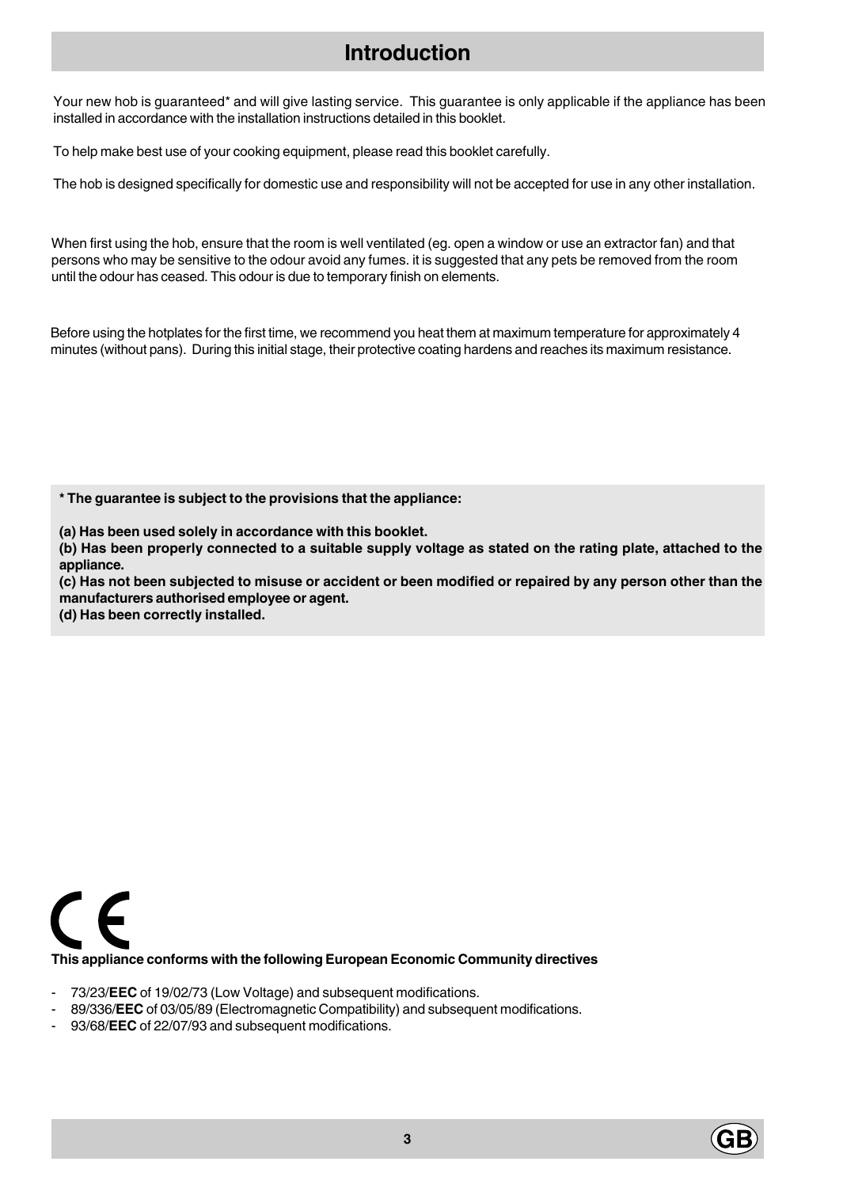# Introduction

Your new hob is guaranteed* and will give lasting service. This guarantee is only applicable if the appliance has been installed in accordance with the installation instructions detailed in this booklet.

To help make best use of your cooking equipment, please read this booklet carefully.

The hob is designed specifically for domestic use and responsibility will not be accepted for use in any other installation.

When first using the hob, ensure that the room is well ventilated (eg. open a window or use an extractor fan) and that persons who may be sensitive to the odour avoid any fumes. it is suggested that any pets be removed from the room until the odour has ceased. This odour is due to temporary finish on elements.

Before using the hotplates for the first time, we recommend you heat them at maximum temperature for approximately 4 minutes (without pans). During this initial stage, their protective coating hardens and reaches its maximum resistance.

**\* The guarantee is subject to the provisions that the appliance:**

**(a) Has been used solely in accordance with this booklet.**
**(b) Has been properly connected to a suitable supply voltage as stated on the rating plate, attached to the appliance.**
**(c) Has not been subjected to misuse or accident or been modified or repaired by any person other than the manufacturers authorised employee or agent.**
**(d) Has been correctly installed.**

CE

**This appliance conforms with the following European Economic Community directives**

- 73/23/**EEC** of 19/02/73 (Low Voltage) and subsequent modifications.
- 89/336/**EEC** of 03/05/89 (Electromagnetic Compatibility) and subsequent modifications.
- 93/68/**EEC** of 22/07/93 and subsequent modifications.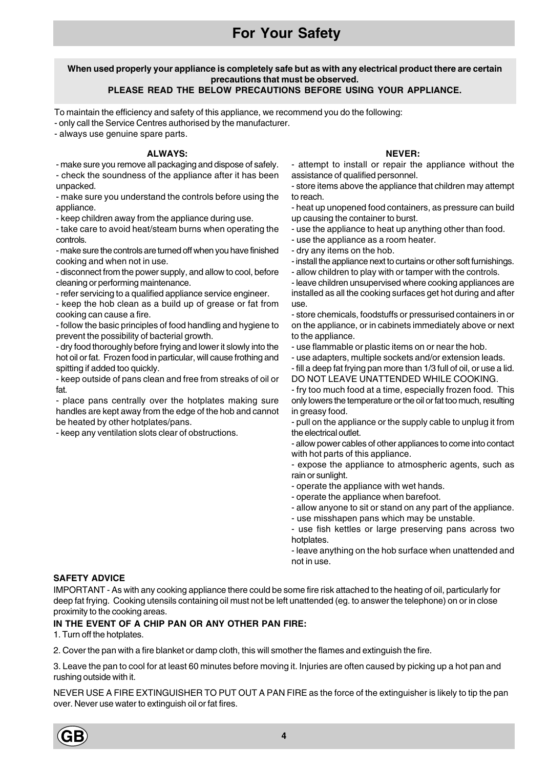# For Your Safety

**When used properly your appliance is completely safe but as with any electrical product there are certain precautions that must be observed.**
**PLEASE READ THE BELOW PRECAUTIONS BEFORE USING YOUR APPLIANCE.**

To maintain the efficiency and safety of this appliance, we recommend you do the following:
- only call the Service Centres authorised by the manufacturer.
- always use genuine spare parts.

**ALWAYS:**

- make sure you remove all packaging and dispose of safely.
- check the soundness of the appliance after it has been unpacked.
- make sure you understand the controls before using the appliance.
- keep children away from the appliance during use.
- take care to avoid heat/steam burns when operating the controls.
- make sure the controls are turned off when you have finished cooking and when not in use.
- disconnect from the power supply, and allow to cool, before cleaning or performing maintenance.
- refer servicing to a qualified appliance service engineer.
- keep the hob clean as a build up of grease or fat from cooking can cause a fire.
- follow the basic principles of food handling and hygiene to prevent the possibility of bacterial growth.
- dry food thoroughly before frying and lower it slowly into the hot oil or fat. Frozen food in particular, will cause frothing and spitting if added too quickly.
- keep outside of pans clean and free from streaks of oil or fat.
- place pans centrally over the hotplates making sure handles are kept away from the edge of the hob and cannot be heated by other hotplates/pans.
- keep any ventilation slots clear of obstructions.

**NEVER:**

- attempt to install or repair the appliance without the assistance of qualified personnel.
- store items above the appliance that children may attempt to reach.
- heat up unopened food containers, as pressure can build up causing the container to burst.
- use the appliance to heat up anything other than food.
- use the appliance as a room heater.
- dry any items on the hob.
- install the appliance next to curtains or other soft furnishings.
- allow children to play with or tamper with the controls.
- leave children unsupervised where cooking appliances are installed as all the cooking surfaces get hot during and after use.
- store chemicals, foodstuffs or pressurised containers in or on the appliance, or in cabinets immediately above or next to the appliance.
- use flammable or plastic items on or near the hob.
- use adapters, multiple sockets and/or extension leads.
- fill a deep fat frying pan more than 1/3 full of oil, or use a lid. DO NOT LEAVE UNATTENDED WHILE COOKING.
- fry too much food at a time, especially frozen food. This only lowers the temperature or the oil or fat too much, resulting in greasy food.
- pull on the appliance or the supply cable to unplug it from the electrical outlet.
- allow power cables of other appliances to come into contact with hot parts of this appliance.
- expose the appliance to atmospheric agents, such as rain or sunlight.
- operate the appliance with wet hands.
- operate the appliance when barefoot.
- allow anyone to sit or stand on any part of the appliance.
- use misshapen pans which may be unstable.
- use fish kettles or large preserving pans across two hotplates.
- leave anything on the hob surface when unattended and not in use.

**SAFETY ADVICE**

IMPORTANT - As with any cooking appliance there could be some fire risk attached to the heating of oil, particularly for deep fat frying. Cooking utensils containing oil must not be left unattended (eg. to answer the telephone) on or in close proximity to the cooking areas.

**IN THE EVENT OF A CHIP PAN OR ANY OTHER PAN FIRE:**

1. Turn off the hotplates.

2. Cover the pan with a fire blanket or damp cloth, this will smother the flames and extinguish the fire.

3. Leave the pan to cool for at least 60 minutes before moving it. Injuries are often caused by picking up a hot pan and rushing outside with it.

NEVER USE A FIRE EXTINGUISHER TO PUT OUT A PAN FIRE as the force of the extinguisher is likely to tip the pan over. Never use water to extinguish oil or fat fires.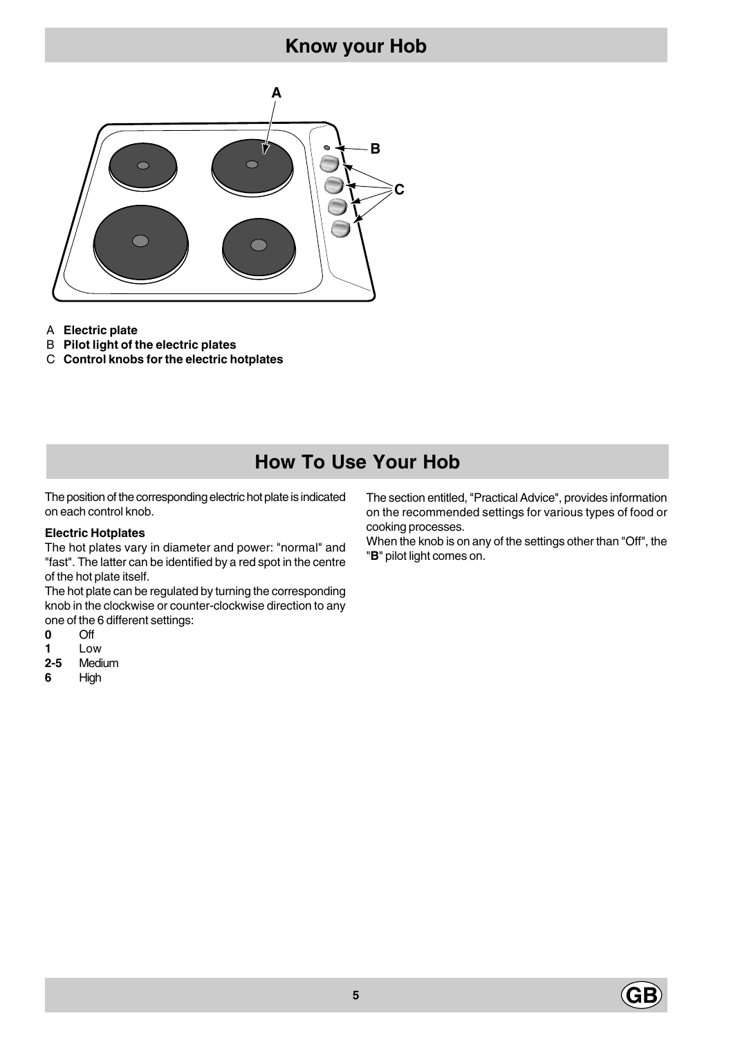## Know your Hob

A **Electric plate**
B **Pilot light of the electric plates**
C **Control knobs for the electric hotplates**

## How To Use Your Hob

The position of the corresponding electric hot plate is indicated on each control knob.

**Electric Hotplates**

The hot plates vary in diameter and power: "normal" and "fast". The latter can be identified by a red spot in the centre of the hot plate itself.

The hot plate can be regulated by turning the corresponding knob in the clockwise or counter-clockwise direction to any one of the 6 different settings:

**0** Off
**1** Low
**2-5** Medium
**6** High

The section entitled, "Practical Advice", provides information on the recommended settings for various types of food or cooking processes.

When the knob is on any of the settings other than "Off", the "**B**" pilot light comes on.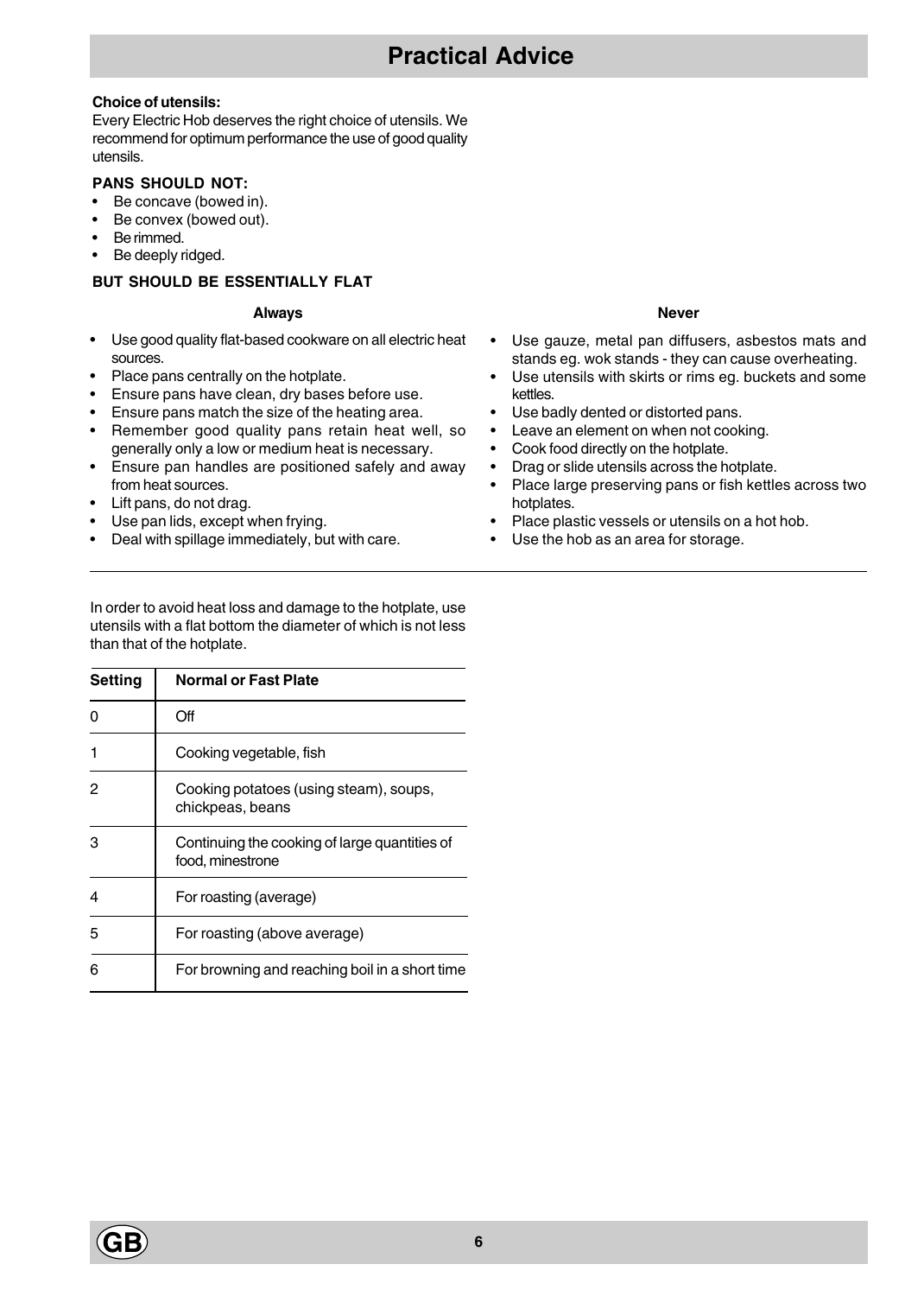# Practical Advice

**Choice of utensils:**
Every Electric Hob deserves the right choice of utensils. We recommend for optimum performance the use of good quality utensils.

**PANS SHOULD NOT:**

- Be concave (bowed in).
- Be convex (bowed out).
- Be rimmed.
- Be deeply ridged.

**BUT SHOULD BE ESSENTIALLY FLAT**

**Always**

- Use good quality flat-based cookware on all electric heat sources.
- Place pans centrally on the hotplate.
- Ensure pans have clean, dry bases before use.
- Ensure pans match the size of the heating area.
- Remember good quality pans retain heat well, so generally only a low or medium heat is necessary.
- Ensure pan handles are positioned safely and away from heat sources.
- Lift pans, do not drag.
- Use pan lids, except when frying.
- Deal with spillage immediately, but with care.

**Never**

- Use gauze, metal pan diffusers, asbestos mats and stands eg. wok stands - they can cause overheating.
- Use utensils with skirts or rims eg. buckets and some kettles.
- Use badly dented or distorted pans.
- Leave an element on when not cooking.
- Cook food directly on the hotplate.
- Drag or slide utensils across the hotplate.
- Place large preserving pans or fish kettles across two hotplates.
- Place plastic vessels or utensils on a hot hob.
- Use the hob as an area for storage.

---

In order to avoid heat loss and damage to the hotplate, use utensils with a flat bottom the diameter of which is not less than that of the hotplate.

| Setting | Normal or Fast Plate |
|---|---|
| 0 | Off |
| 1 | Cooking vegetable, fish |
| 2 | Cooking potatoes (using steam), soups, chickpeas, beans |
| 3 | Continuing the cooking of large quantities of food, minestrone |
| 4 | For roasting (average) |
| 5 | For roasting (above average) |
| 6 | For browning and reaching boil in a short time |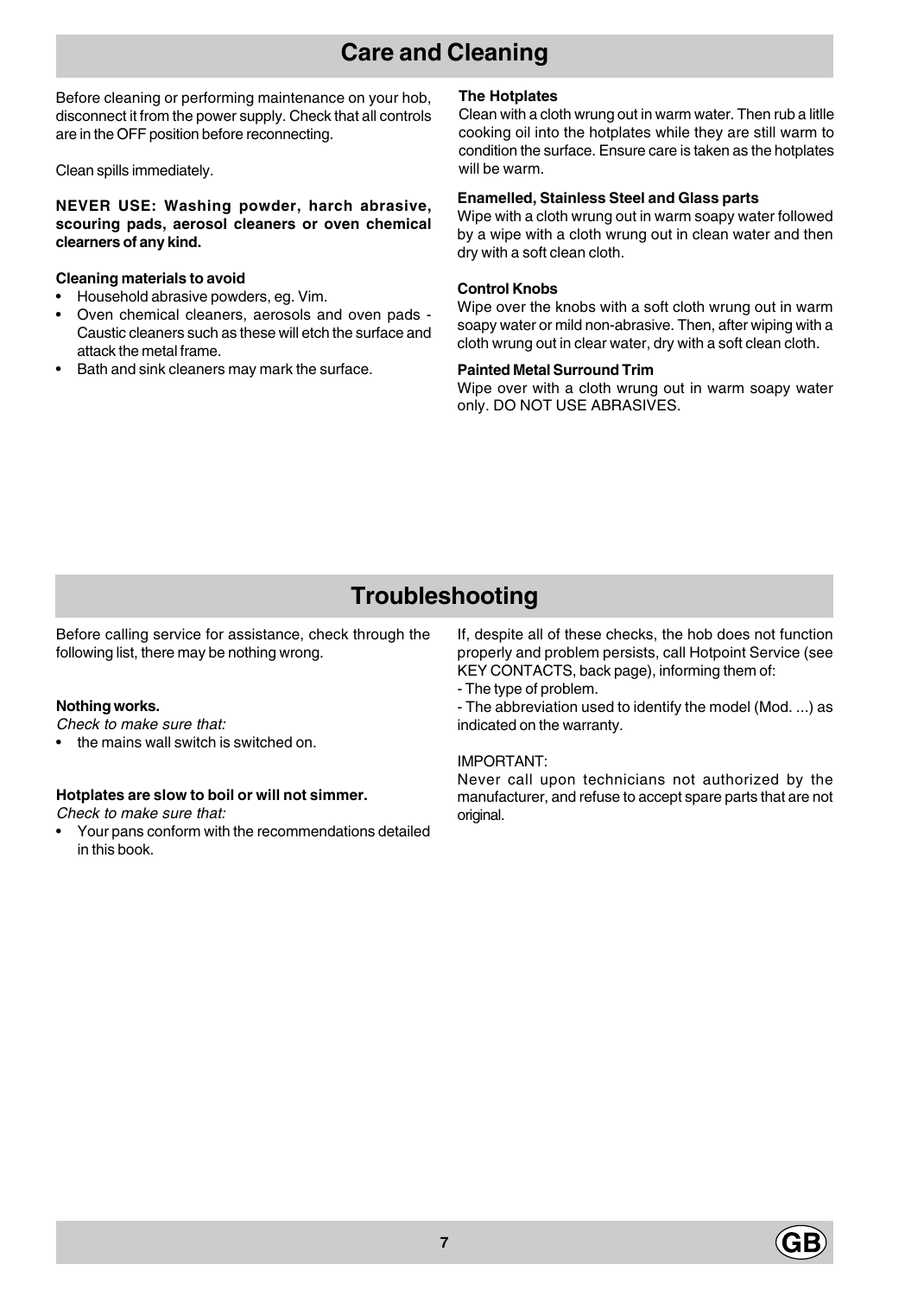## Care and Cleaning

Before cleaning or performing maintenance on your hob, disconnect it from the power supply. Check that all controls are in the OFF position before reconnecting.

Clean spills immediately.

**NEVER USE: Washing powder, harch abrasive, scouring pads, aerosol cleaners or oven chemical clearners of any kind.**

**Cleaning materials to avoid**

- Household abrasive powders, eg. Vim.
- Oven chemical cleaners, aerosols and oven pads - Caustic cleaners such as these will etch the surface and attack the metal frame.
- Bath and sink cleaners may mark the surface.

**The Hotplates**

Clean with a cloth wrung out in warm water. Then rub a litlle cooking oil into the hotplates while they are still warm to condition the surface. Ensure care is taken as the hotplates will be warm.

**Enamelled, Stainless Steel and Glass parts**

Wipe with a cloth wrung out in warm soapy water followed by a wipe with a cloth wrung out in clean water and then dry with a soft clean cloth.

**Control Knobs**

Wipe over the knobs with a soft cloth wrung out in warm soapy water or mild non-abrasive. Then, after wiping with a cloth wrung out in clear water, dry with a soft clean cloth.

**Painted Metal Surround Trim**

Wipe over with a cloth wrung out in warm soapy water only. DO NOT USE ABRASIVES.

## Troubleshooting

Before calling service for assistance, check through the following list, there may be nothing wrong.

**Nothing works.**

*Check to make sure that:*

- the mains wall switch is switched on.

**Hotplates are slow to boil or will not simmer.**

*Check to make sure that:*

- Your pans conform with the recommendations detailed in this book.

If, despite all of these checks, the hob does not function properly and problem persists, call Hotpoint Service (see KEY CONTACTS, back page), informing them of:

- The type of problem.
- The abbreviation used to identify the model (Mod. ...) as indicated on the warranty.

IMPORTANT:
Never call upon technicians not authorized by the manufacturer, and refuse to accept spare parts that are not original.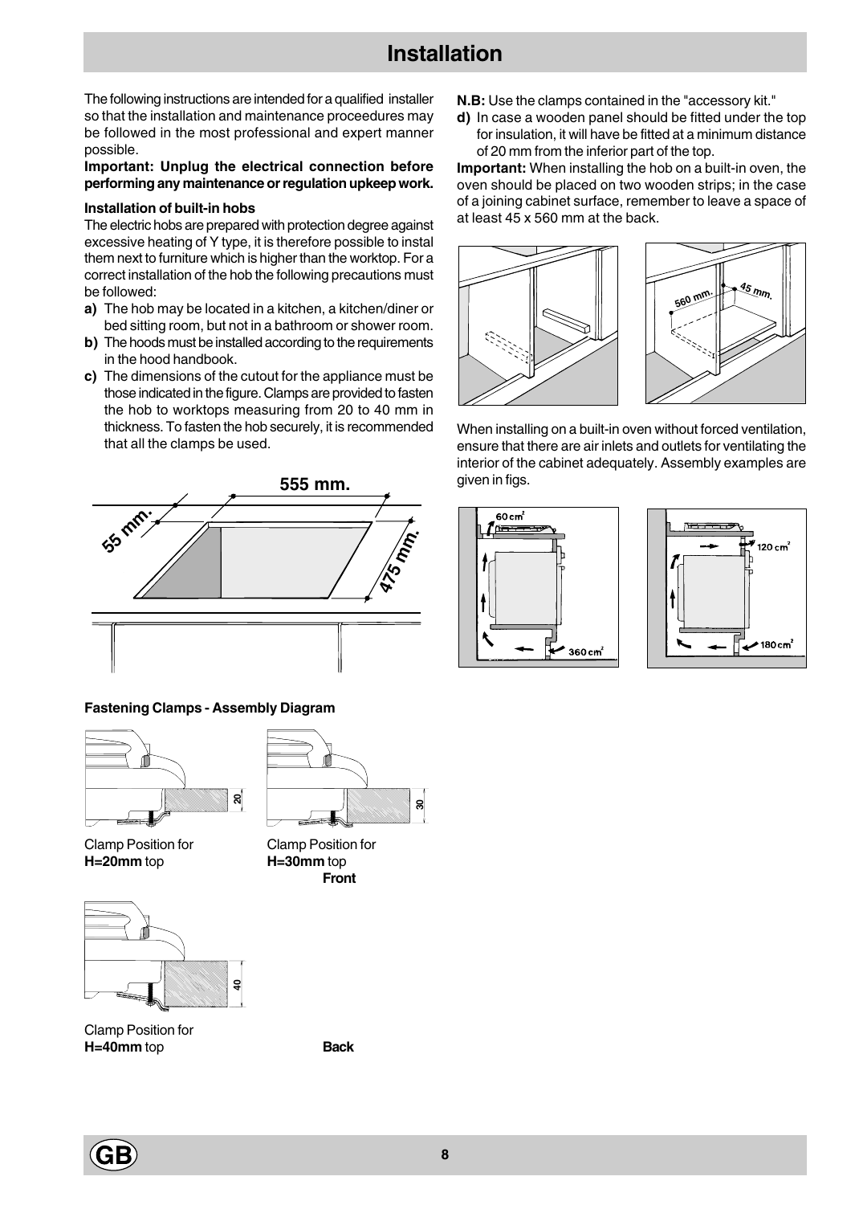# Installation

The following instructions are intended for a qualified installer so that the installation and maintenance proceedures may be followed in the most professional and expert manner possible.

**Important: Unplug the electrical connection before performing any maintenance or regulation upkeep work.**

### Installation of built-in hobs

The electric hobs are prepared with protection degree against excessive heating of Y type, it is therefore possible to instal them next to furniture which is higher than the worktop. For a correct installation of the hob the following precautions must be followed:

**a)** The hob may be located in a kitchen, a kitchen/diner or bed sitting room, but not in a bathroom or shower room.

**b)** The hoods must be installed according to the requirements in the hood handbook.

**c)** The dimensions of the cutout for the appliance must be those indicated in the figure. Clamps are provided to fasten the hob to worktops measuring from 20 to 40 mm in thickness. To fasten the hob securely, it is recommended that all the clamps be used.

555 mm.

55 mm.

475 mm.

**Fastening Clamps - Assembly Diagram**

Clamp Position for **H=20mm** top

Clamp Position for **H=30mm** top

**Front**

Clamp Position for **H=40mm** top

**Back**

**N.B:** Use the clamps contained in the "accessory kit."

**d)** In case a wooden panel should be fitted under the top for insulation, it will have be fitted at a minimum distance of 20 mm from the inferior part of the top.

**Important:** When installing the hob on a built-in oven, the oven should be placed on two wooden strips; in the case of a joining cabinet surface, remember to leave a space of at least 45 x 560 mm at the back.

560 mm. 45 mm.

When installing on a built-in oven without forced ventilation, ensure that there are air inlets and outlets for ventilating the interior of the cabinet adequately. Assembly examples are given in figs.

60 $cm^2$ 360 $cm^2$

120 $cm^2$ 180 $cm^2$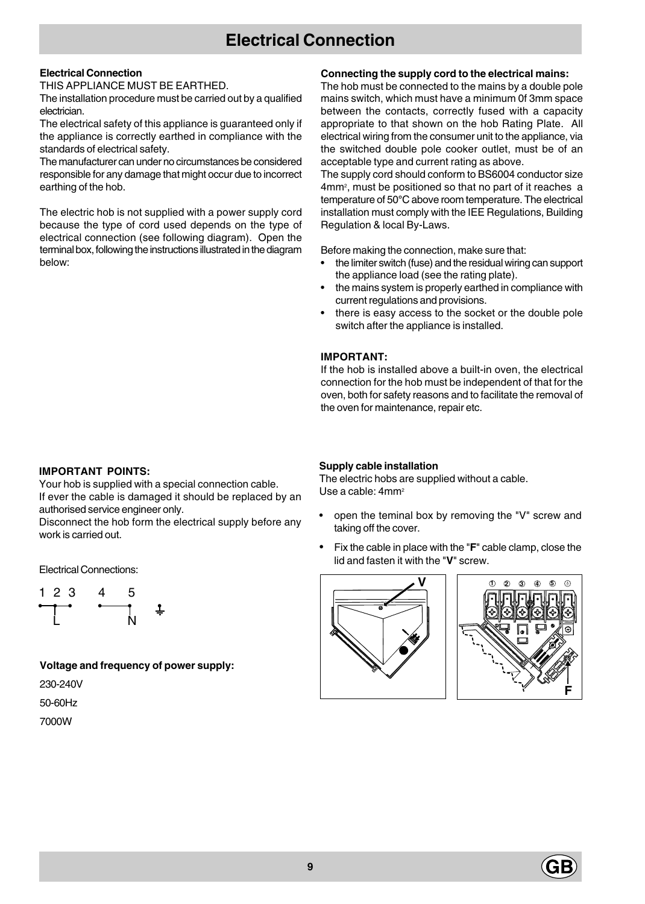# Electrical Connection

**Electrical Connection**

THIS APPLIANCE MUST BE EARTHED.

The installation procedure must be carried out by a qualified electrician.

The electrical safety of this appliance is guaranteed only if the appliance is correctly earthed in compliance with the standards of electrical safety.

The manufacturer can under no circumstances be considered responsible for any damage that might occur due to incorrect earthing of the hob.

The electric hob is not supplied with a power supply cord because the type of cord used depends on the type of electrical connection (see following diagram). Open the terminal box, following the instructions illustrated in the diagram below:

**Connecting the supply cord to the electrical mains:**

The hob must be connected to the mains by a double pole mains switch, which must have a minimum 0f 3mm space between the contacts, correctly fused with a capacity appropriate to that shown on the hob Rating Plate. All electrical wiring from the consumer unit to the appliance, via the switched double pole cooker outlet, must be of an acceptable type and current rating as above.

The supply cord should conform to BS6004 conductor size 4mm$^2$, must be positioned so that no part of it reaches a temperature of 50°C above room temperature. The electrical installation must comply with the IEE Regulations, Building Regulation & local By-Laws.

Before making the connection, make sure that:

- the limiter switch (fuse) and the residual wiring can support the appliance load (see the rating plate).
- the mains system is properly earthed in compliance with current regulations and provisions.
- there is easy access to the socket or the double pole switch after the appliance is installed.

**IMPORTANT:**

If the hob is installed above a built-in oven, the electrical connection for the hob must be independent of that for the oven, both for safety reasons and to facilitate the removal of the oven for maintenance, repair etc.

**IMPORTANT POINTS:**

Your hob is supplied with a special connection cable.

If ever the cable is damaged it should be replaced by an authorised service engineer only.

Disconnect the hob form the electrical supply before any work is carried out.

Electrical Connections:

1 2 3 — L &nbsp;&nbsp; 4 5 — N &nbsp;&nbsp; ⏚

**Voltage and frequency of power supply:**

230-240V

50-60Hz

7000W

**Supply cable installation**

The electric hobs are supplied without a cable.

Use a cable: 4mm$^2$

- open the teminal box by removing the "V" screw and taking off the cover.
- Fix the cable in place with the "**F**" cable clamp, close the lid and fasten it with the "**V**" screw.

V

① ② ③ ④ ⑤ ⏚

F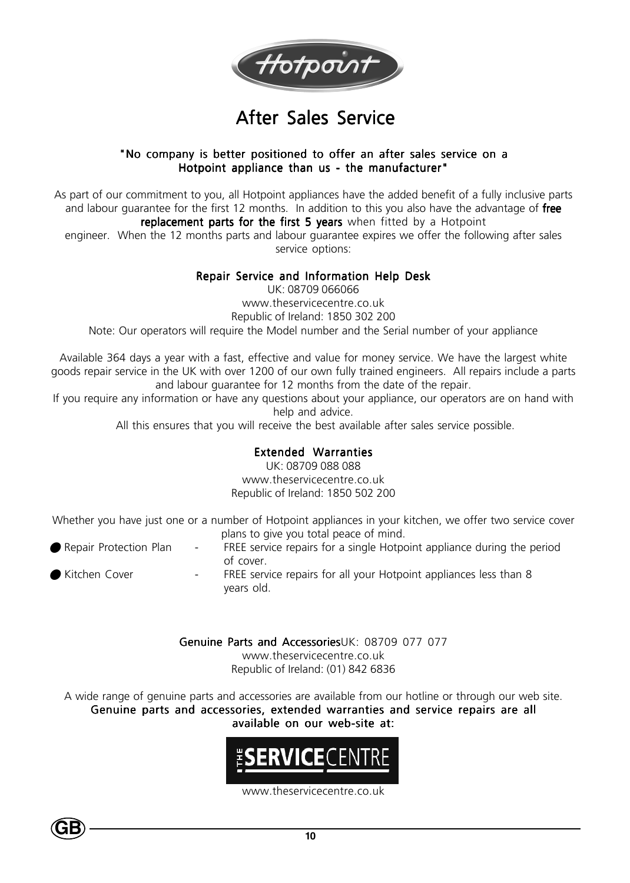# After Sales Service

**"No company is better positioned to offer an after sales service on a Hotpoint appliance than us - the manufacturer"**

As part of our commitment to you, all Hotpoint appliances have the added benefit of a fully inclusive parts and labour guarantee for the first 12 months. In addition to this you also have the advantage of **free replacement parts for the first 5 years** when fitted by a Hotpoint engineer. When the 12 months parts and labour guarantee expires we offer the following after sales service options:

## Repair Service and Information Help Desk

UK: 08709 066066
www.theservicecentre.co.uk
Republic of Ireland: 1850 302 200
Note: Our operators will require the Model number and the Serial number of your appliance

Available 364 days a year with a fast, effective and value for money service. We have the largest white goods repair service in the UK with over 1200 of our own fully trained engineers. All repairs include a parts and labour guarantee for 12 months from the date of the repair.
If you require any information or have any questions about your appliance, our operators are on hand with help and advice.
All this ensures that you will receive the best available after sales service possible.

## Extended Warranties

UK: 08709 088 088
www.theservicecentre.co.uk
Republic of Ireland: 1850 502 200

Whether you have just one or a number of Hotpoint appliances in your kitchen, we offer two service cover plans to give you total peace of mind.

- Repair Protection Plan - FREE service repairs for a single Hotpoint appliance during the period of cover.
- Kitchen Cover - FREE service repairs for all your Hotpoint appliances less than 8 years old.

## Genuine Parts and Accessories

UK: 08709 077 077
www.theservicecentre.co.uk
Republic of Ireland: (01) 842 6836

A wide range of genuine parts and accessories are available from our hotline or through our web site.
**Genuine parts and accessories, extended warranties and service repairs are all available on our web-site at:**

THE SERVICECENTRE

www.theservicecentre.co.uk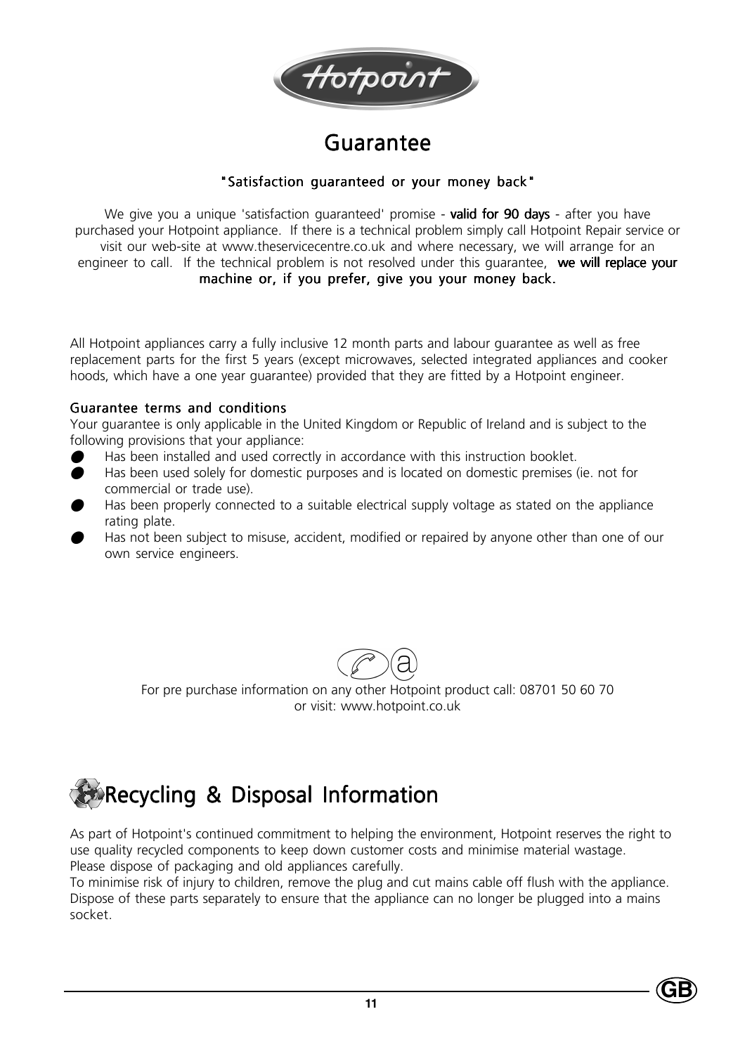# Guarantee

**"Satisfaction guaranteed or your money back"**

We give you a unique 'satisfaction guaranteed' promise - **valid for 90 days** - after you have purchased your Hotpoint appliance. If there is a technical problem simply call Hotpoint Repair service or visit our web-site at www.theservicecentre.co.uk and where necessary, we will arrange for an engineer to call. If the technical problem is not resolved under this guarantee, **we will replace your machine or, if you prefer, give you your money back.**

All Hotpoint appliances carry a fully inclusive 12 month parts and labour guarantee as well as free replacement parts for the first 5 years (except microwaves, selected integrated appliances and cooker hoods, which have a one year guarantee) provided that they are fitted by a Hotpoint engineer.

### Guarantee terms and conditions

Your guarantee is only applicable in the United Kingdom or Republic of Ireland and is subject to the following provisions that your appliance:

- Has been installed and used correctly in accordance with this instruction booklet.
- Has been used solely for domestic purposes and is located on domestic premises (ie. not for commercial or trade use).
- Has been properly connected to a suitable electrical supply voltage as stated on the appliance rating plate.
- Has not been subject to misuse, accident, modified or repaired by anyone other than one of our own service engineers.

For pre purchase information on any other Hotpoint product call: 08701 50 60 70
or visit: www.hotpoint.co.uk

# Recycling & Disposal Information

As part of Hotpoint's continued commitment to helping the environment, Hotpoint reserves the right to use quality recycled components to keep down customer costs and minimise material wastage.
Please dispose of packaging and old appliances carefully.
To minimise risk of injury to children, remove the plug and cut mains cable off flush with the appliance. Dispose of these parts separately to ensure that the appliance can no longer be plugged into a mains socket.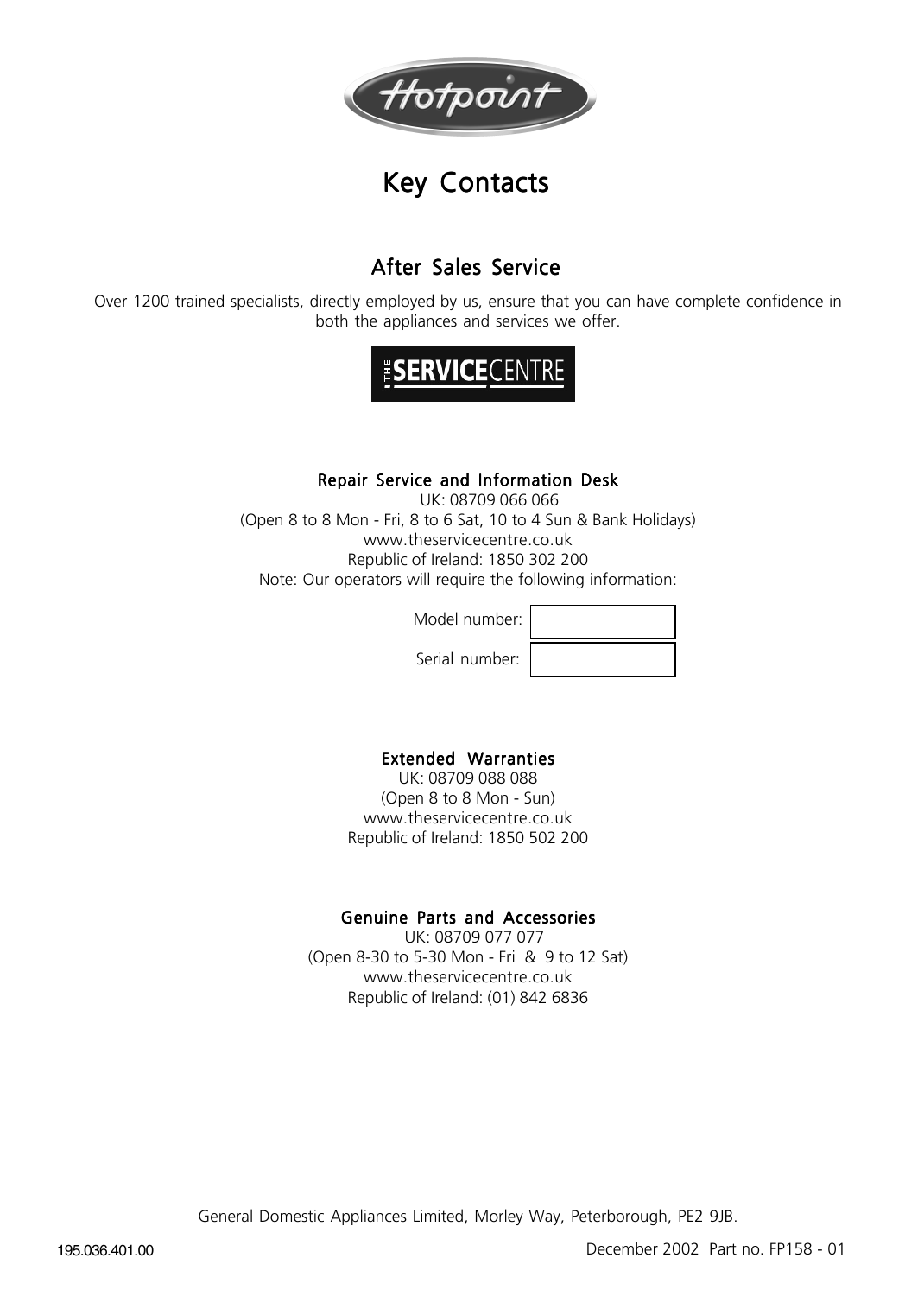Hotpoint

# Key Contacts

## After Sales Service

Over 1200 trained specialists, directly employed by us, ensure that you can have complete confidence in both the appliances and services we offer.

THE SERVICECENTRE

### Repair Service and Information Desk

UK: 08709 066 066
(Open 8 to 8 Mon - Fri, 8 to 6 Sat, 10 to 4 Sun & Bank Holidays)
www.theservicecentre.co.uk
Republic of Ireland: 1850 302 200
Note: Our operators will require the following information:

Model number:

Serial number:

### Extended Warranties

UK: 08709 088 088
(Open 8 to 8 Mon - Sun)
www.theservicecentre.co.uk
Republic of Ireland: 1850 502 200

### Genuine Parts and Accessories

UK: 08709 077 077
(Open 8-30 to 5-30 Mon - Fri & 9 to 12 Sat)
www.theservicecentre.co.uk
Republic of Ireland: (01) 842 6836

General Domestic Appliances Limited, Morley Way, Peterborough, PE2 9JB.

195.036.401.00

December 2002 Part no. FP158 - 01